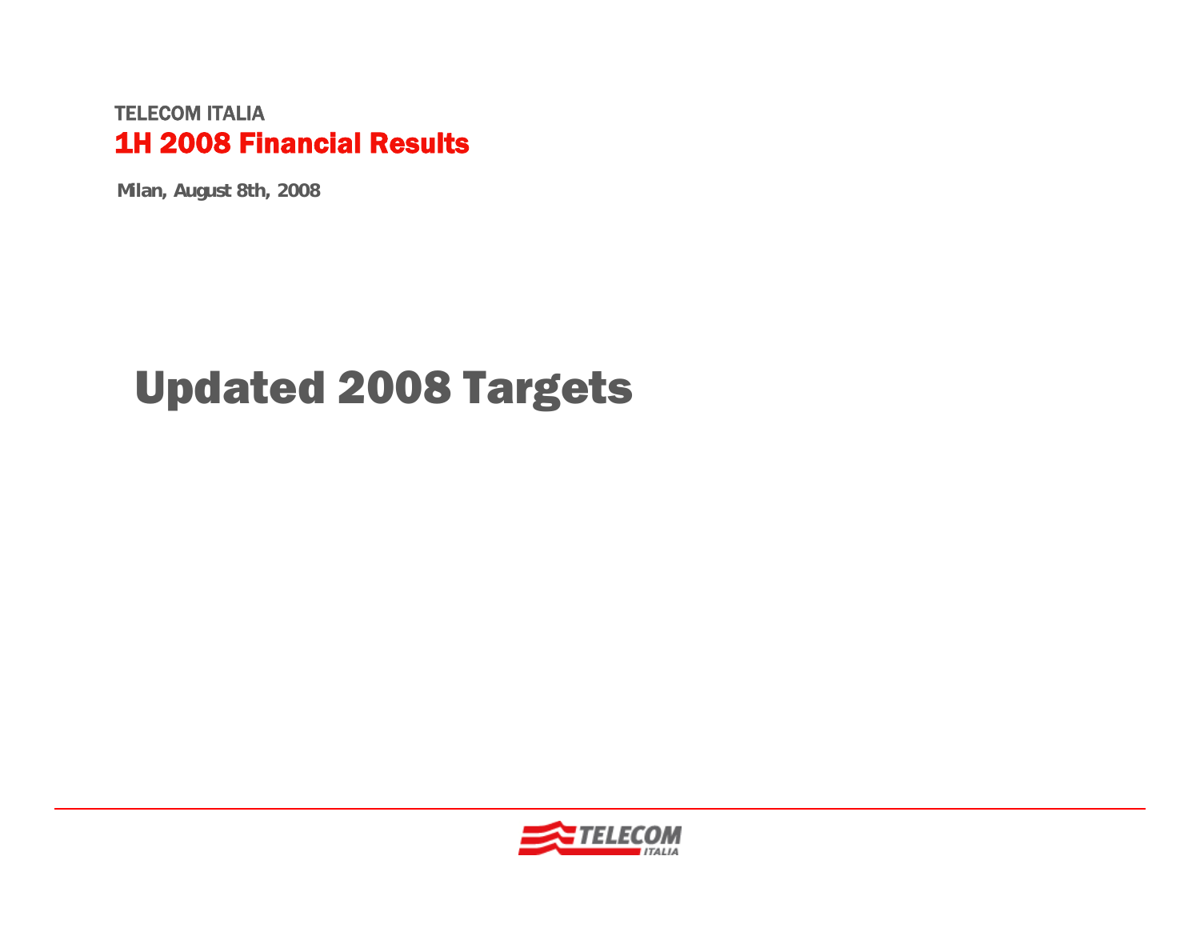TELECOM ITALIA

# 1H 2008 Financial Results

**Milan, August 8th, 2008**

## Updated 2008 Targets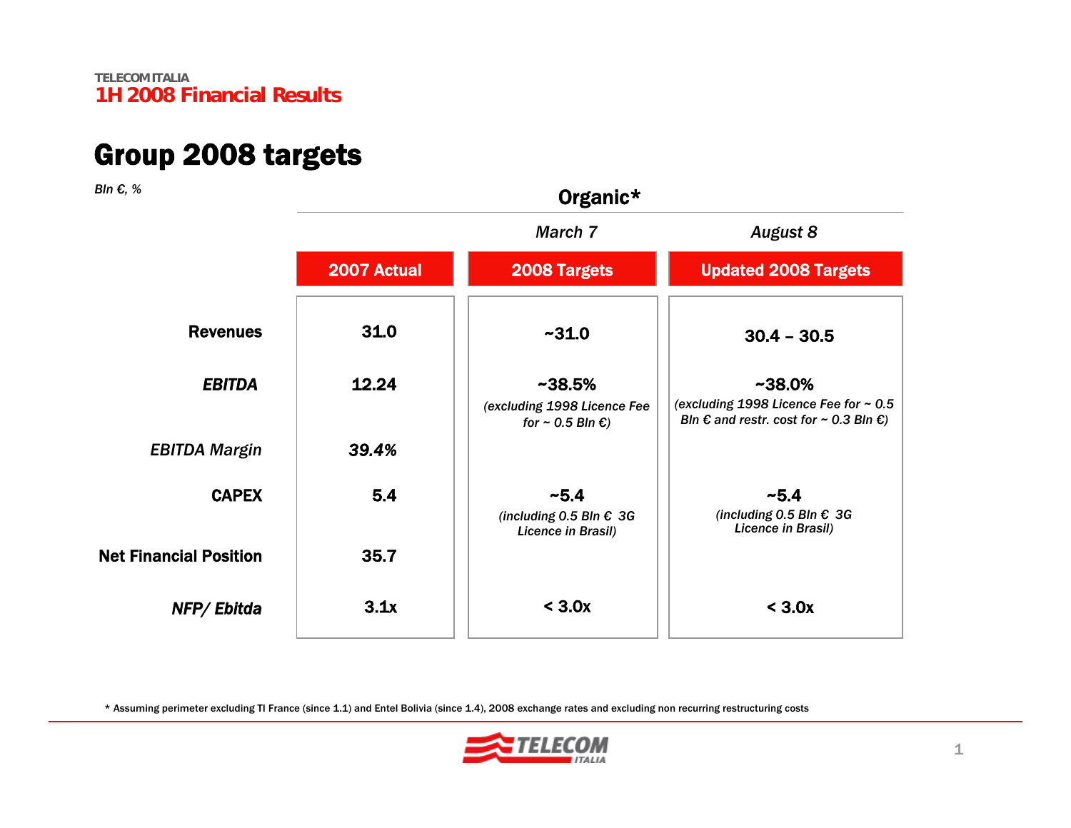# Group 2008 targets

*Bln €, %*

| | | Organic* | |
|---|---|---|---|
| | | *March 7* | *August 8* |
| | **2007 Actual** | **2008 Targets** | **Updated 2008 Targets** |
| **Revenues** | 31.0 | ~31.0 | 30.4 – 30.5 |
| ***EBITDA*** | 12.24 | | |
| *EBITDA Margin* | *39.4%* | ~38.5% *(excluding 1998 Licence Fee for ~ 0.5 Bln €)* | ~38.0% *(excluding 1998 Licence Fee for ~ 0.5 Bln € and restr. cost for ~ 0.3 Bln €)* |
| **CAPEX** | 5.4 | ~5.4 *(including 0.5 Bln € 3G Licence in Brasil)* | ~5.4 *(including 0.5 Bln € 3G Licence in Brasil)* |
| **Net Financial Position** | 35.7 | | |
| ***NFP/ Ebitda*** | 3.1x | < 3.0x | < 3.0x |

\* Assuming perimeter excluding TI France (since 1.1) and Entel Bolivia (since 1.4), 2008 exchange rates and excluding non recurring restructuring costs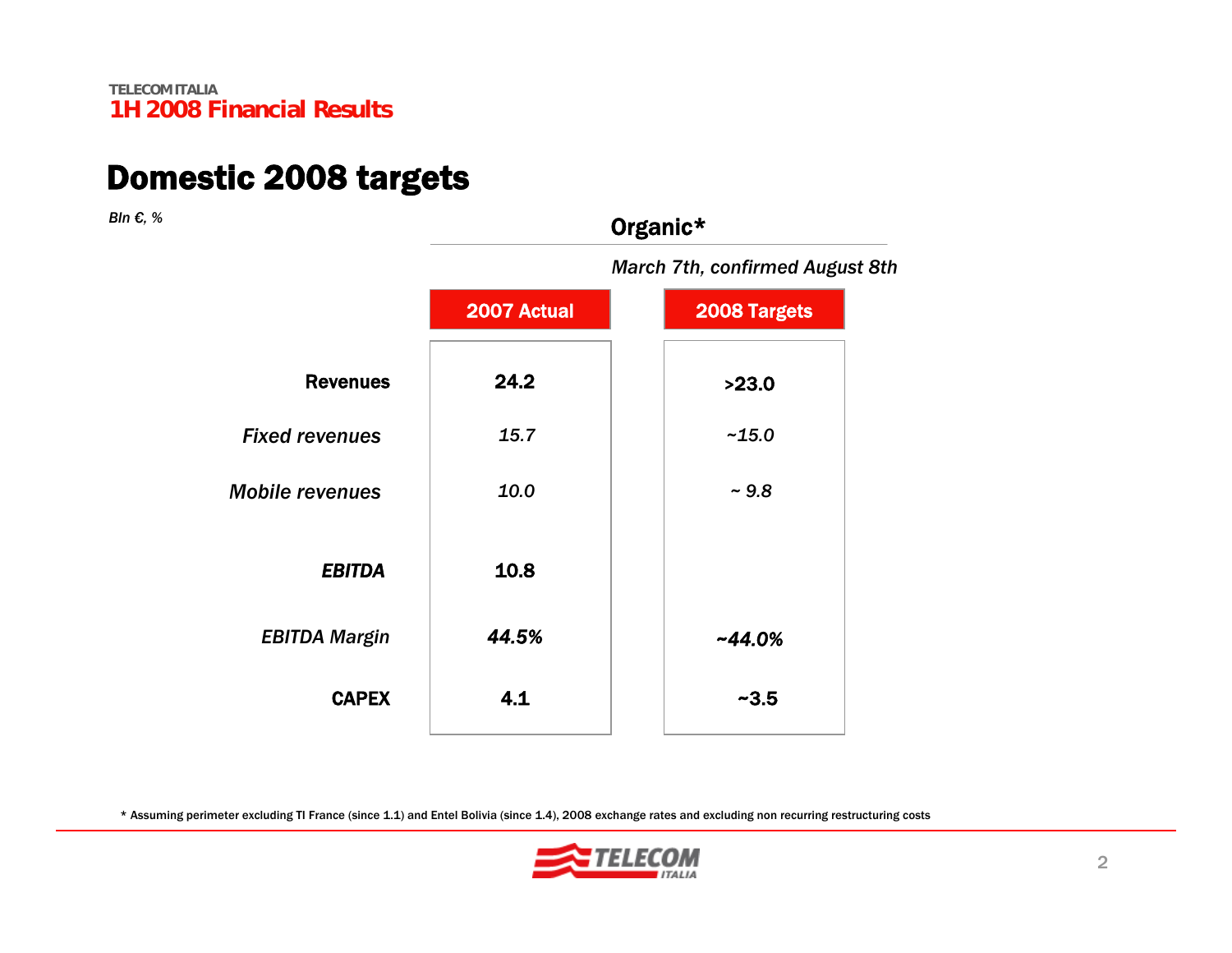# Domestic 2008 targets

*Bln €, %*

| | Organic* | |
|---|---|---|
| | *March 7th, confirmed August 8th* | |
| | **2007 Actual** | **2008 Targets** |
| **Revenues** | **24.2** | **>23.0** |
| *Fixed revenues* | *15.7* | *~15.0* |
| *Mobile revenues* | *10.0* | *~ 9.8* |
| ***EBITDA*** | **10.8** | |
| *EBITDA Margin* | ***44.5%*** | ***~44.0%*** |
| **CAPEX** | **4.1** | **~3.5** |

\* Assuming perimeter excluding TI France (since 1.1) and Entel Bolivia (since 1.4), 2008 exchange rates and excluding non recurring restructuring costs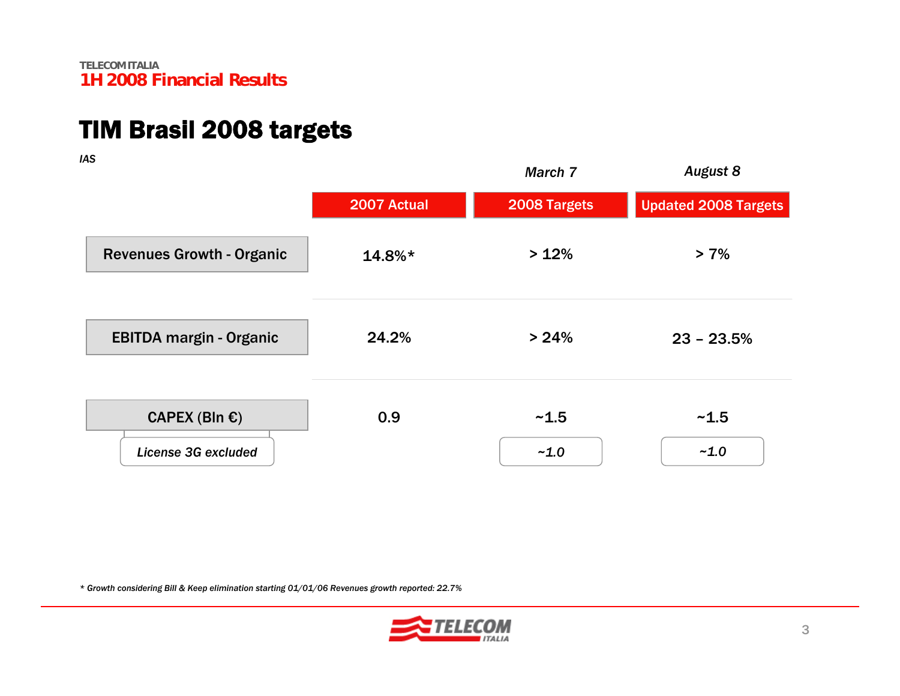# TIM Brasil 2008 targets

*IAS*

| | 2007 Actual | 2008 Targets (March 7) | Updated 2008 Targets (August 8) |
|---|---|---|---|
| Revenues Growth - Organic | 14.8%* | > 12% | > 7% |
| EBITDA margin - Organic | 24.2% | > 24% | 23 – 23.5% |
| CAPEX (Bln €) | 0.9 | ~1.5 | ~1.5 |
| *License 3G excluded* | | *~1.0* | *~1.0* |

*\* Growth considering Bill & Keep elimination starting 01/01/06 Revenues growth reported: 22.7%*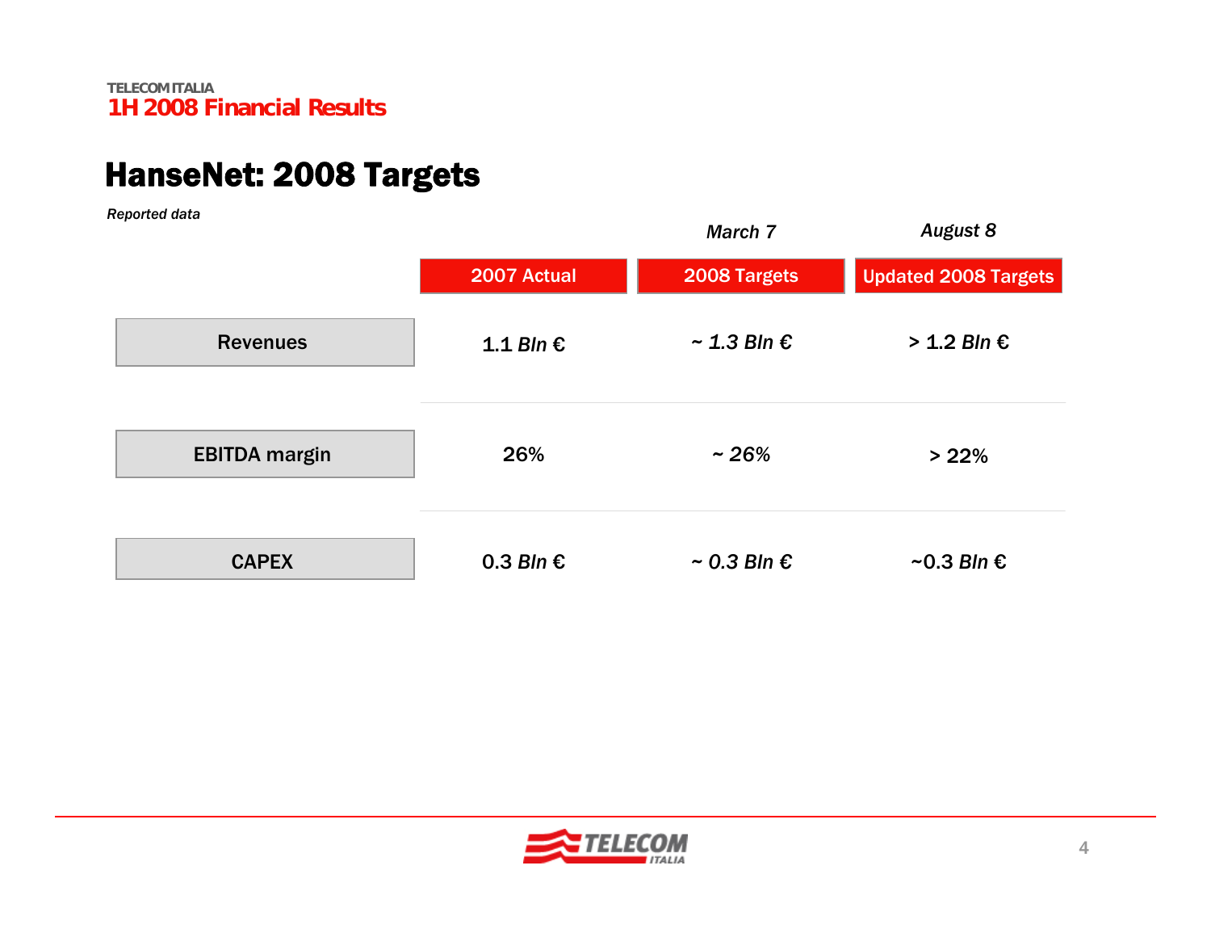# HanseNet: 2008 Targets

*Reported data*

| | 2007 Actual | March 7<br>2008 Targets | August 8<br>Updated 2008 Targets |
|---|---|---|---|
| Revenues | 1.1 *Bln* € | *~ 1.3 Bln €* | > 1.2 *Bln* € |
| EBITDA margin | 26% | *~ 26%* | > 22% |
| CAPEX | 0.3 *Bln* € | *~ 0.3 Bln €* | ~0.3 *Bln* € |